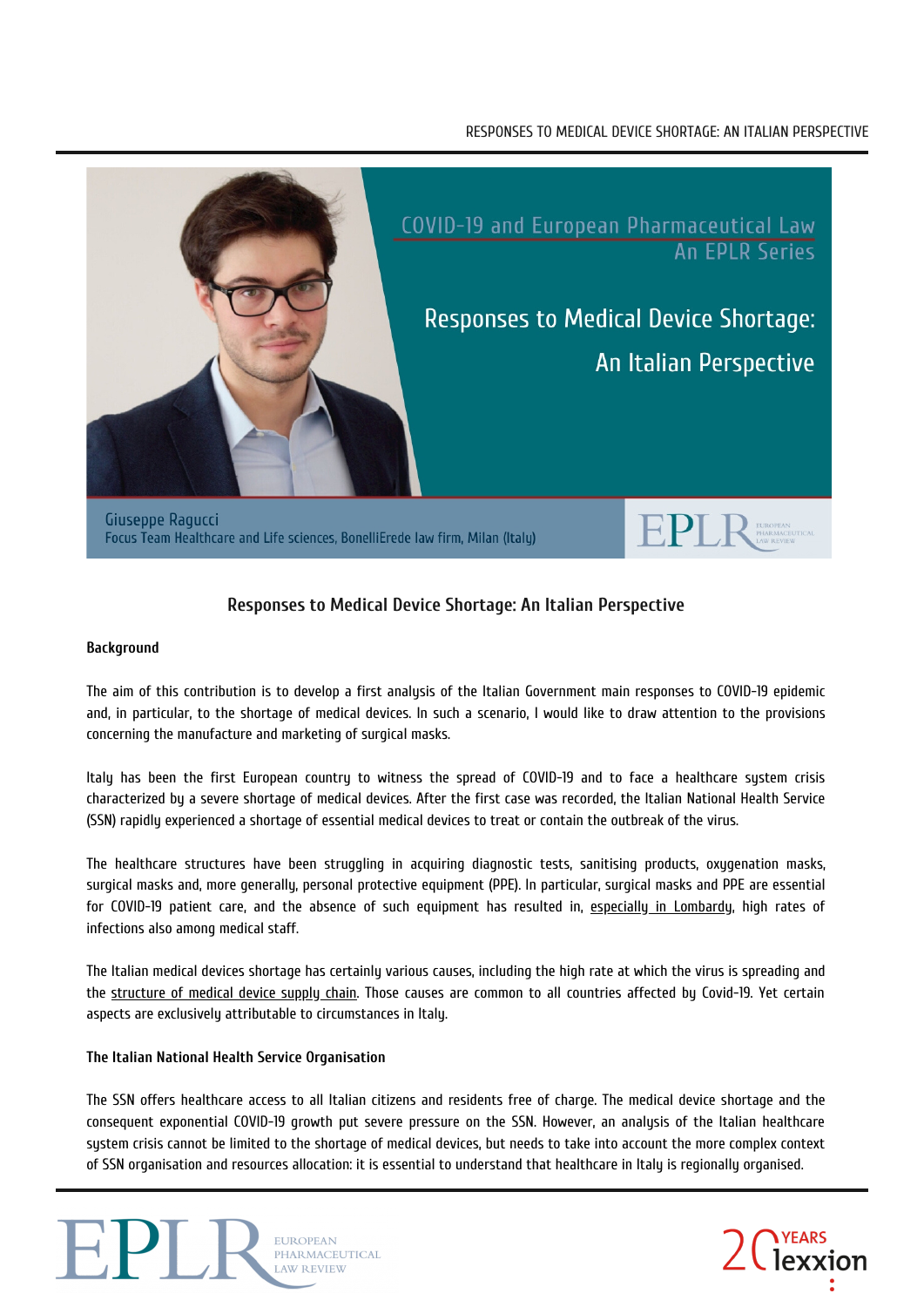COVID-19 and European Pharmaceutical Law
An EPLR Series

# Responses to Medical Device Shortage: An Italian Perspective

Giuseppe Ragucci
Focus Team Healthcare and Life sciences, BonelliErede law firm, Milan (Italy)

## Responses to Medical Device Shortage: An Italian Perspective

### Background

The aim of this contribution is to develop a first analysis of the Italian Government main responses to COVID-19 epidemic and, in particular, to the shortage of medical devices. In such a scenario, I would like to draw attention to the provisions concerning the manufacture and marketing of surgical masks.

Italy has been the first European country to witness the spread of COVID-19 and to face a healthcare system crisis characterized by a severe shortage of medical devices. After the first case was recorded, the Italian National Health Service (SSN) rapidly experienced a shortage of essential medical devices to treat or contain the outbreak of the virus.

The healthcare structures have been struggling in acquiring diagnostic tests, sanitising products, oxygenation masks, surgical masks and, more generally, personal protective equipment (PPE). In particular, surgical masks and PPE are essential for COVID-19 patient care, and the absence of such equipment has resulted in, especially in Lombardy, high rates of infections also among medical staff.

The Italian medical devices shortage has certainly various causes, including the high rate at which the virus is spreading and the structure of medical device supply chain. Those causes are common to all countries affected by Covid-19. Yet certain aspects are exclusively attributable to circumstances in Italy.

### The Italian National Health Service Organisation

The SSN offers healthcare access to all Italian citizens and residents free of charge. The medical device shortage and the consequent exponential COVID-19 growth put severe pressure on the SSN. However, an analysis of the Italian healthcare system crisis cannot be limited to the shortage of medical devices, but needs to take into account the more complex context of SSN organisation and resources allocation: it is essential to understand that healthcare in Italy is regionally organised.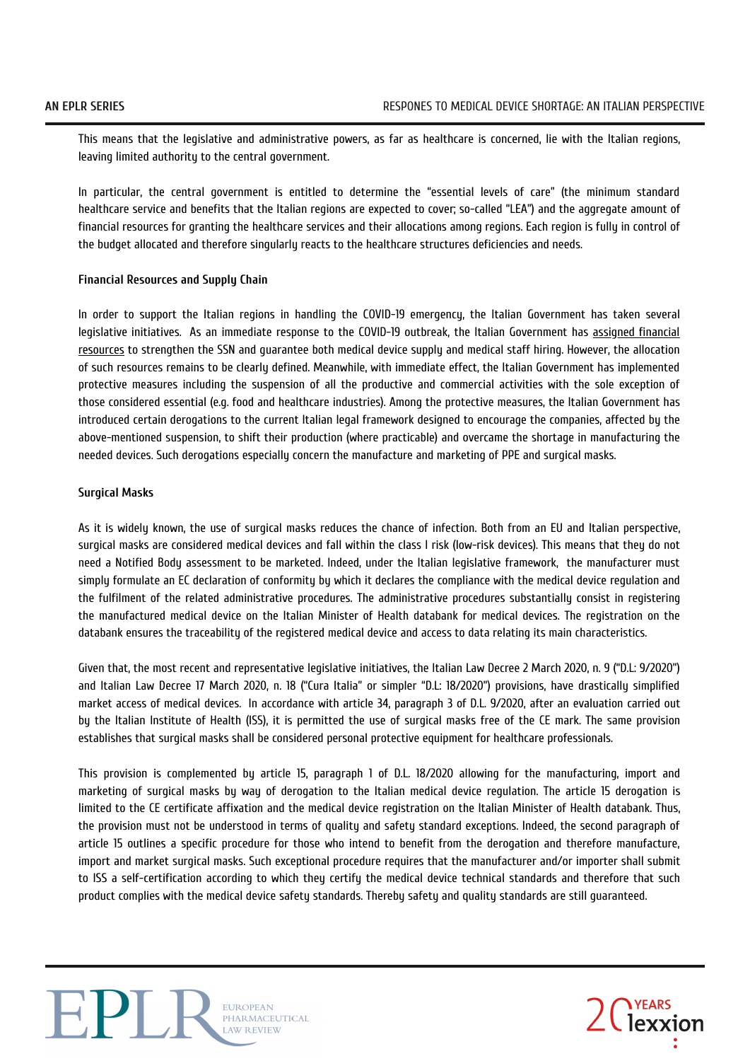This means that the legislative and administrative powers, as far as healthcare is concerned, lie with the Italian regions, leaving limited authority to the central government.

In particular, the central government is entitled to determine the "essential levels of care" (the minimum standard healthcare service and benefits that the Italian regions are expected to cover; so-called "LEA") and the aggregate amount of financial resources for granting the healthcare services and their allocations among regions. Each region is fully in control of the budget allocated and therefore singularly reacts to the healthcare structures deficiencies and needs.

**Financial Resources and Supply Chain**

In order to support the Italian regions in handling the COVID-19 emergency, the Italian Government has taken several legislative initiatives. As an immediate response to the COVID-19 outbreak, the Italian Government has assigned financial resources to strengthen the SSN and guarantee both medical device supply and medical staff hiring. However, the allocation of such resources remains to be clearly defined. Meanwhile, with immediate effect, the Italian Government has implemented protective measures including the suspension of all the productive and commercial activities with the sole exception of those considered essential (e.g. food and healthcare industries). Among the protective measures, the Italian Government has introduced certain derogations to the current Italian legal framework designed to encourage the companies, affected by the above-mentioned suspension, to shift their production (where practicable) and overcame the shortage in manufacturing the needed devices. Such derogations especially concern the manufacture and marketing of PPE and surgical masks.

**Surgical Masks**

As it is widely known, the use of surgical masks reduces the chance of infection. Both from an EU and Italian perspective, surgical masks are considered medical devices and fall within the class I risk (low-risk devices). This means that they do not need a Notified Body assessment to be marketed. Indeed, under the Italian legislative framework, the manufacturer must simply formulate an EC declaration of conformity by which it declares the compliance with the medical device regulation and the fulfilment of the related administrative procedures. The administrative procedures substantially consist in registering the manufactured medical device on the Italian Minister of Health databank for medical devices. The registration on the databank ensures the traceability of the registered medical device and access to data relating its main characteristics.

Given that, the most recent and representative legislative initiatives, the Italian Law Decree 2 March 2020, n. 9 ("D.L: 9/2020") and Italian Law Decree 17 March 2020, n. 18 ("Cura Italia" or simpler "D.L: 18/2020") provisions, have drastically simplified market access of medical devices. In accordance with article 34, paragraph 3 of D.L. 9/2020, after an evaluation carried out by the Italian Institute of Health (ISS), it is permitted the use of surgical masks free of the CE mark. The same provision establishes that surgical masks shall be considered personal protective equipment for healthcare professionals.

This provision is complemented by article 15, paragraph 1 of D.L. 18/2020 allowing for the manufacturing, import and marketing of surgical masks by way of derogation to the Italian medical device regulation. The article 15 derogation is limited to the CE certificate affixation and the medical device registration on the Italian Minister of Health databank. Thus, the provision must not be understood in terms of quality and safety standard exceptions. Indeed, the second paragraph of article 15 outlines a specific procedure for those who intend to benefit from the derogation and therefore manufacture, import and market surgical masks. Such exceptional procedure requires that the manufacturer and/or importer shall submit to ISS a self-certification according to which they certify the medical device technical standards and therefore that such product complies with the medical device safety standards. Thereby safety and quality standards are still guaranteed.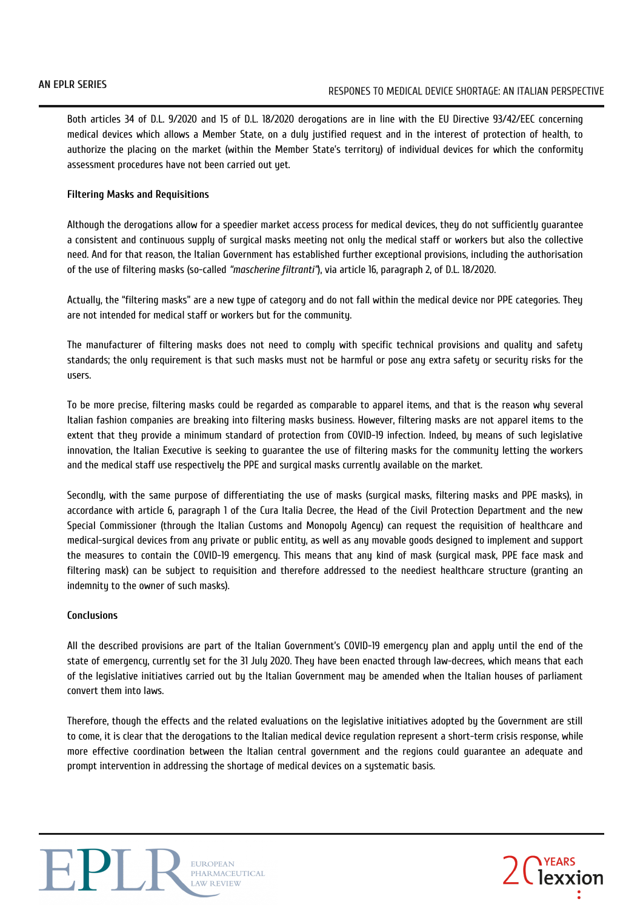Both articles 34 of D.L. 9/2020 and 15 of D.L. 18/2020 derogations are in line with the EU Directive 93/42/EEC concerning medical devices which allows a Member State, on a duly justified request and in the interest of protection of health, to authorize the placing on the market (within the Member State's territory) of individual devices for which the conformity assessment procedures have not been carried out yet.

**Filtering Masks and Requisitions**

Although the derogations allow for a speedier market access process for medical devices, they do not sufficiently guarantee a consistent and continuous supply of surgical masks meeting not only the medical staff or workers but also the collective need. And for that reason, the Italian Government has established further exceptional provisions, including the authorisation of the use of filtering masks (so-called *"mascherine filtranti"*), via article 16, paragraph 2, of D.L. 18/2020.

Actually, the "filtering masks" are a new type of category and do not fall within the medical device nor PPE categories. They are not intended for medical staff or workers but for the community.

The manufacturer of filtering masks does not need to comply with specific technical provisions and quality and safety standards; the only requirement is that such masks must not be harmful or pose any extra safety or security risks for the users.

To be more precise, filtering masks could be regarded as comparable to apparel items, and that is the reason why several Italian fashion companies are breaking into filtering masks business. However, filtering masks are not apparel items to the extent that they provide a minimum standard of protection from COVID-19 infection. Indeed, by means of such legislative innovation, the Italian Executive is seeking to guarantee the use of filtering masks for the community letting the workers and the medical staff use respectively the PPE and surgical masks currently available on the market.

Secondly, with the same purpose of differentiating the use of masks (surgical masks, filtering masks and PPE masks), in accordance with article 6, paragraph 1 of the Cura Italia Decree, the Head of the Civil Protection Department and the new Special Commissioner (through the Italian Customs and Monopoly Agency) can request the requisition of healthcare and medical-surgical devices from any private or public entity, as well as any movable goods designed to implement and support the measures to contain the COVID-19 emergency. This means that any kind of mask (surgical mask, PPE face mask and filtering mask) can be subject to requisition and therefore addressed to the neediest healthcare structure (granting an indemnity to the owner of such masks).

**Conclusions**

All the described provisions are part of the Italian Government's COVID-19 emergency plan and apply until the end of the state of emergency, currently set for the 31 July 2020. They have been enacted through law-decrees, which means that each of the legislative initiatives carried out by the Italian Government may be amended when the Italian houses of parliament convert them into laws.

Therefore, though the effects and the related evaluations on the legislative initiatives adopted by the Government are still to come, it is clear that the derogations to the Italian medical device regulation represent a short-term crisis response, while more effective coordination between the Italian central government and the regions could guarantee an adequate and prompt intervention in addressing the shortage of medical devices on a systematic basis.